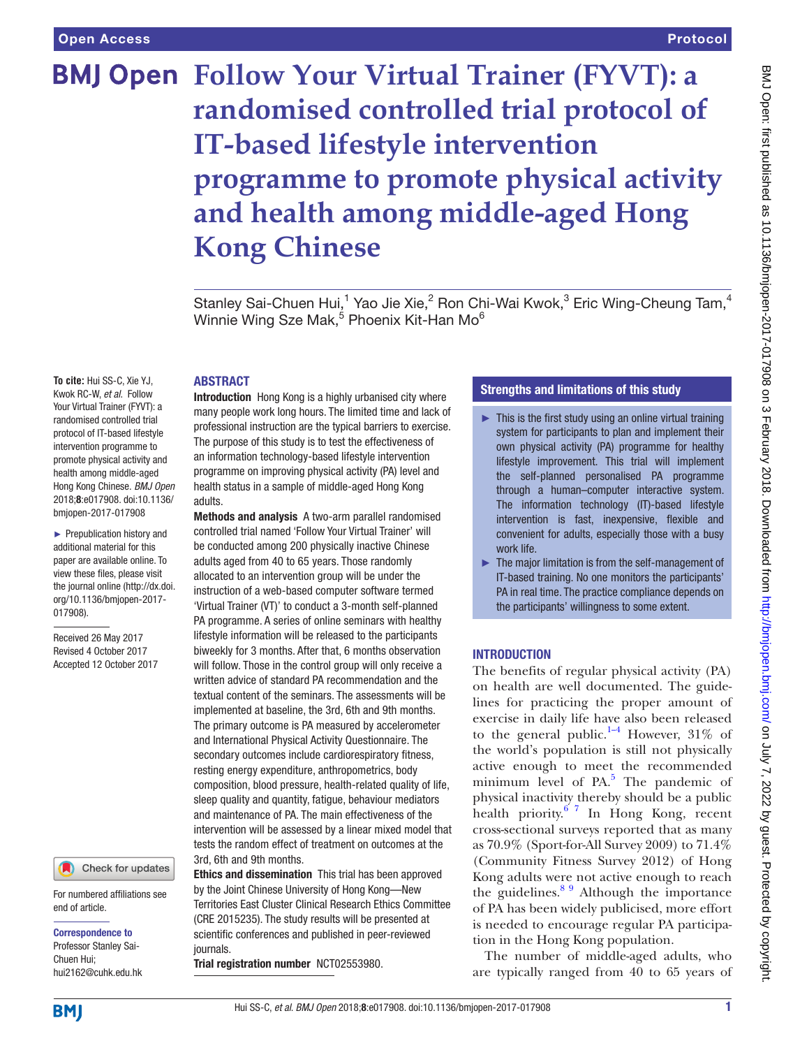# Follow Your Virtual Trainer (FYVT): a randomised controlled trial protocol of IT-based lifestyle intervention programme to promote physical activity and health among middle-aged Hong Kong Chinese

Stanley Sai-Chuen Hui,[1] Yao Jie Xie,[2] Ron Chi-Wai Kwok,[3] Eric Wing-Cheung Tam,[4] Winnie Wing Sze Mak,[5] Phoenix Kit-Han Mo[6]

**To cite:** Hui SS-C, Xie YJ, Kwok RC-W, *et al*. Follow Your Virtual Trainer (FYVT): a randomised controlled trial protocol of IT-based lifestyle intervention programme to promote physical activity and health among middle-aged Hong Kong Chinese. *BMJ Open* 2018;**8**:e017908. doi:10.1136/bmjopen-2017-017908

► Prepublication history and additional material for this paper are available online. To view these files, please visit the journal online (http://dx.doi.org/10.1136/bmjopen-2017-017908).

Received 26 May 2017
Revised 4 October 2017
Accepted 12 October 2017

For numbered affiliations see end of article.

**Correspondence to**
Professor Stanley Sai-Chuen Hui;
hui2162@cuhk.edu.hk

## ABSTRACT

**Introduction** Hong Kong is a highly urbanised city where many people work long hours. The limited time and lack of professional instruction are the typical barriers to exercise. The purpose of this study is to test the effectiveness of an information technology-based lifestyle intervention programme on improving physical activity (PA) level and health status in a sample of middle-aged Hong Kong adults.

**Methods and analysis** A two-arm parallel randomised controlled trial named 'Follow Your Virtual Trainer' will be conducted among 200 physically inactive Chinese adults aged from 40 to 65 years. Those randomly allocated to an intervention group will be under the instruction of a web-based computer software termed 'Virtual Trainer (VT)' to conduct a 3-month self-planned PA programme. A series of online seminars with healthy lifestyle information will be released to the participants biweekly for 3 months. After that, 6 months observation will follow. Those in the control group will only receive a written advice of standard PA recommendation and the textual content of the seminars. The assessments will be implemented at baseline, the 3rd, 6th and 9th months. The primary outcome is PA measured by accelerometer and International Physical Activity Questionnaire. The secondary outcomes include cardiorespiratory fitness, resting energy expenditure, anthropometrics, body composition, blood pressure, health-related quality of life, sleep quality and quantity, fatigue, behaviour mediators and maintenance of PA. The main effectiveness of the intervention will be assessed by a linear mixed model that tests the random effect of treatment on outcomes at the 3rd, 6th and 9th months.

**Ethics and dissemination** This trial has been approved by the Joint Chinese University of Hong Kong—New Territories East Cluster Clinical Research Ethics Committee (CRE 2015235). The study results will be presented at scientific conferences and published in peer-reviewed journals.

**Trial registration number** NCT02553980.

## Strengths and limitations of this study

- This is the first study using an online virtual training system for participants to plan and implement their own physical activity (PA) programme for healthy lifestyle improvement. This trial will implement the self-planned personalised PA programme through a human–computer interactive system. The information technology (IT)-based lifestyle intervention is fast, inexpensive, flexible and convenient for adults, especially those with a busy work life.
- The major limitation is from the self-management of IT-based training. No one monitors the participants' PA in real time. The practice compliance depends on the participants' willingness to some extent.

## INTRODUCTION

The benefits of regular physical activity (PA) on health are well documented. The guidelines for practicing the proper amount of exercise in daily life have also been released to the general public.[1–4] However, 31% of the world's population is still not physically active enough to meet the recommended minimum level of PA.[5] The pandemic of physical inactivity thereby should be a public health priority.[6 7] In Hong Kong, recent cross-sectional surveys reported that as many as 70.9% (Sport-for-All Survey 2009) to 71.4% (Community Fitness Survey 2012) of Hong Kong adults were not active enough to reach the guidelines.[8 9] Although the importance of PA has been widely publicised, more effort is needed to encourage regular PA participation in the Hong Kong population.

The number of middle-aged adults, who are typically ranged from 40 to 65 years of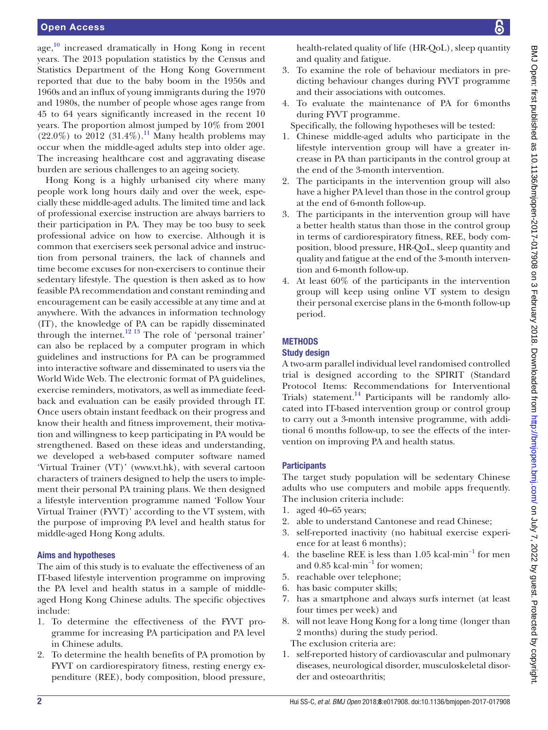age,[10] increased dramatically in Hong Kong in recent years. The 2013 population statistics by the Census and Statistics Department of the Hong Kong Government reported that due to the baby boom in the 1950s and 1960s and an influx of young immigrants during the 1970 and 1980s, the number of people whose ages range from 45 to 64 years significantly increased in the recent 10 years. The proportion almost jumped by 10% from 2001 (22.0%) to 2012 (31.4%).[11] Many health problems may occur when the middle-aged adults step into older age. The increasing healthcare cost and aggravating disease burden are serious challenges to an ageing society.

Hong Kong is a highly urbanised city where many people work long hours daily and over the week, especially these middle-aged adults. The limited time and lack of professional exercise instruction are always barriers to their participation in PA. They may be too busy to seek professional advice on how to exercise. Although it is common that exercisers seek personal advice and instruction from personal trainers, the lack of channels and time become excuses for non-exercisers to continue their sedentary lifestyle. The question is then asked as to how feasible PA recommendation and constant reminding and encouragement can be easily accessible at any time and at anywhere. With the advances in information technology (IT), the knowledge of PA can be rapidly disseminated through the internet.[12 13] The role of 'personal trainer' can also be replaced by a computer program in which guidelines and instructions for PA can be programmed into interactive software and disseminated to users via the World Wide Web. The electronic format of PA guidelines, exercise reminders, motivators, as well as immediate feedback and evaluation can be easily provided through IT. Once users obtain instant feedback on their progress and know their health and fitness improvement, their motivation and willingness to keep participating in PA would be strengthened. Based on these ideas and understanding, we developed a web-based computer software named 'Virtual Trainer (VT)' (www.vt.hk), with several cartoon characters of trainers designed to help the users to implement their personal PA training plans. We then designed a lifestyle intervention programme named 'Follow Your Virtual Trainer (FYVT)' according to the VT system, with the purpose of improving PA level and health status for middle-aged Hong Kong adults.

### Aims and hypotheses

The aim of this study is to evaluate the effectiveness of an IT-based lifestyle intervention programme on improving the PA level and health status in a sample of middle-aged Hong Kong Chinese adults. The specific objectives include:

1. To determine the effectiveness of the FYVT programme for increasing PA participation and PA level in Chinese adults.
2. To determine the health benefits of PA promotion by FYVT on cardiorespiratory fitness, resting energy expenditure (REE), body composition, blood pressure, health-related quality of life (HR-QoL), sleep quantity and quality and fatigue.
3. To examine the role of behaviour mediators in predicting behaviour changes during FYVT programme and their associations with outcomes.
4. To evaluate the maintenance of PA for 6 months during FYVT programme.

Specifically, the following hypotheses will be tested:

1. Chinese middle-aged adults who participate in the lifestyle intervention group will have a greater increase in PA than participants in the control group at the end of the 3-month intervention.
2. The participants in the intervention group will also have a higher PA level than those in the control group at the end of 6-month follow-up.
3. The participants in the intervention group will have a better health status than those in the control group in terms of cardiorespiratory fitness, REE, body composition, blood pressure, HR-QoL, sleep quantity and quality and fatigue at the end of the 3-month intervention and 6-month follow-up.
4. At least 60% of the participants in the intervention group will keep using online VT system to design their personal exercise plans in the 6-month follow-up period.

## METHODS

### Study design

A two-arm parallel individual level randomised controlled trial is designed according to the SPIRIT (Standard Protocol Items: Recommendations for Interventional Trials) statement.[14] Participants will be randomly allocated into IT-based intervention group or control group to carry out a 3-month intensive programme, with additional 6 months follow-up, to see the effects of the intervention on improving PA and health status.

### Participants

The target study population will be sedentary Chinese adults who use computers and mobile apps frequently. The inclusion criteria include:

1. aged 40–65 years;
2. able to understand Cantonese and read Chinese;
3. self-reported inactivity (no habitual exercise experience for at least 6 months);
4. the baseline REE is less than 1.05 kcal·min$^{-1}$ for men and 0.85 kcal·min$^{-1}$ for women;
5. reachable over telephone;
6. has basic computer skills;
7. has a smartphone and always surfs internet (at least four times per week) and
8. will not leave Hong Kong for a long time (longer than 2 months) during the study period.

The exclusion criteria are:

1. self-reported history of cardiovascular and pulmonary diseases, neurological disorder, musculoskeletal disorder and osteoarthritis;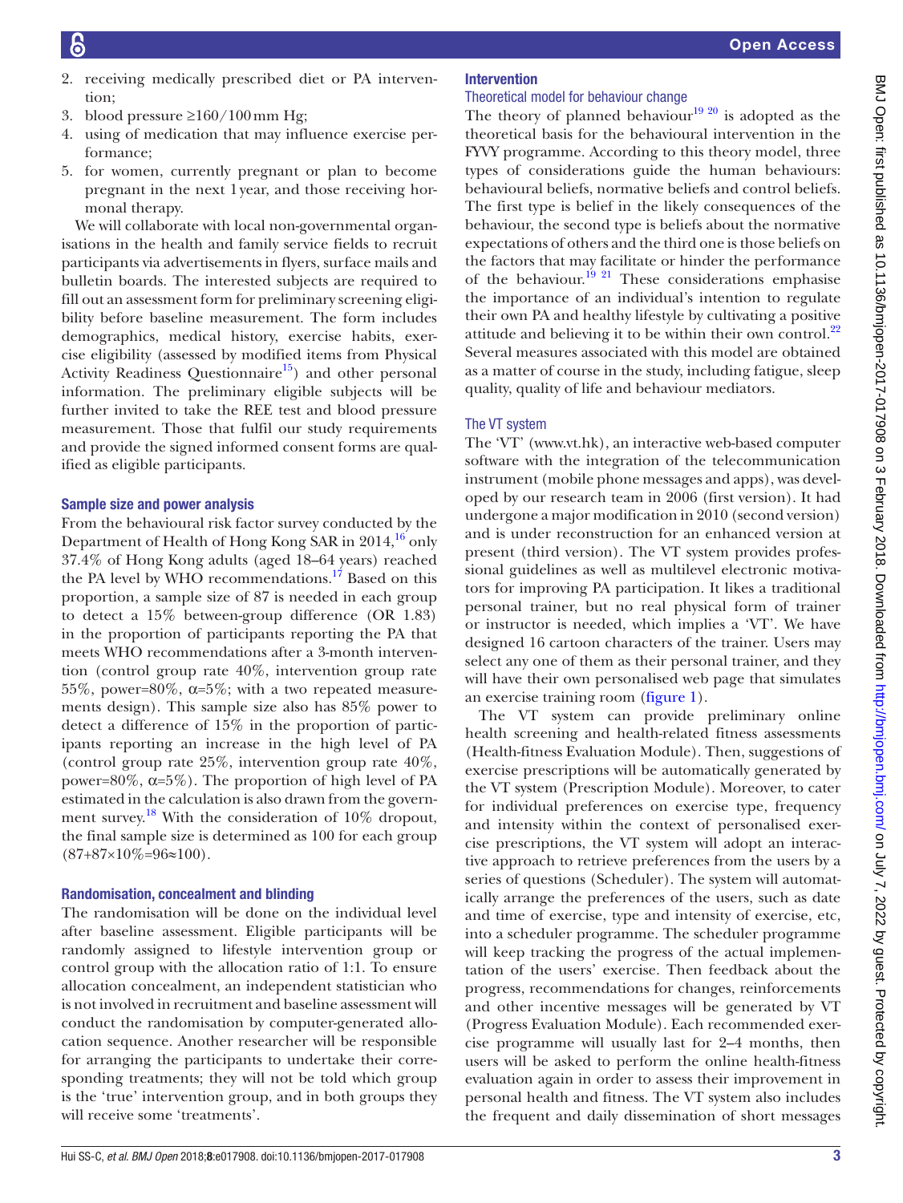2. receiving medically prescribed diet or PA intervention;
3. blood pressure ≥160/100 mm Hg;
4. using of medication that may influence exercise performance;
5. for women, currently pregnant or plan to become pregnant in the next 1 year, and those receiving hormonal therapy.

We will collaborate with local non-governmental organisations in the health and family service fields to recruit participants via advertisements in flyers, surface mails and bulletin boards. The interested subjects are required to fill out an assessment form for preliminary screening eligibility before baseline measurement. The form includes demographics, medical history, exercise habits, exercise eligibility (assessed by modified items from Physical Activity Readiness Questionnaire[15]) and other personal information. The preliminary eligible subjects will be further invited to take the REE test and blood pressure measurement. Those that fulfil our study requirements and provide the signed informed consent forms are qualified as eligible participants.

### Sample size and power analysis

From the behavioural risk factor survey conducted by the Department of Health of Hong Kong SAR in 2014,[16] only 37.4% of Hong Kong adults (aged 18–64 years) reached the PA level by WHO recommendations.[17] Based on this proportion, a sample size of 87 is needed in each group to detect a 15% between-group difference (OR 1.83) in the proportion of participants reporting the PA that meets WHO recommendations after a 3-month intervention (control group rate 40%, intervention group rate 55%, power=80%, α=5%; with a two repeated measurements design). This sample size also has 85% power to detect a difference of 15% in the proportion of participants reporting an increase in the high level of PA (control group rate 25%, intervention group rate 40%, power=80%, α=5%). The proportion of high level of PA estimated in the calculation is also drawn from the government survey.[18] With the consideration of 10% dropout, the final sample size is determined as 100 for each group (87+87×10%=96≈100).

### Randomisation, concealment and blinding

The randomisation will be done on the individual level after baseline assessment. Eligible participants will be randomly assigned to lifestyle intervention group or control group with the allocation ratio of 1:1. To ensure allocation concealment, an independent statistician who is not involved in recruitment and baseline assessment will conduct the randomisation by computer-generated allocation sequence. Another researcher will be responsible for arranging the participants to undertake their corresponding treatments; they will not be told which group is the 'true' intervention group, and in both groups they will receive some 'treatments'.

### Intervention

#### Theoretical model for behaviour change

The theory of planned behaviour[19,20] is adopted as the theoretical basis for the behavioural intervention in the FYVY programme. According to this theory model, three types of considerations guide the human behaviours: behavioural beliefs, normative beliefs and control beliefs. The first type is belief in the likely consequences of the behaviour, the second type is beliefs about the normative expectations of others and the third one is those beliefs on the factors that may facilitate or hinder the performance of the behaviour.[19,21] These considerations emphasise the importance of an individual's intention to regulate their own PA and healthy lifestyle by cultivating a positive attitude and believing it to be within their own control.[22] Several measures associated with this model are obtained as a matter of course in the study, including fatigue, sleep quality, quality of life and behaviour mediators.

#### The VT system

The 'VT' (www.vt.hk), an interactive web-based computer software with the integration of the telecommunication instrument (mobile phone messages and apps), was developed by our research team in 2006 (first version). It had undergone a major modification in 2010 (second version) and is under reconstruction for an enhanced version at present (third version). The VT system provides professional guidelines as well as multilevel electronic motivators for improving PA participation. It likes a traditional personal trainer, but no real physical form of trainer or instructor is needed, which implies a 'VT'. We have designed 16 cartoon characters of the trainer. Users may select any one of them as their personal trainer, and they will have their own personalised web page that simulates an exercise training room (figure 1).

The VT system can provide preliminary online health screening and health-related fitness assessments (Health-fitness Evaluation Module). Then, suggestions of exercise prescriptions will be automatically generated by the VT system (Prescription Module). Moreover, to cater for individual preferences on exercise type, frequency and intensity within the context of personalised exercise prescriptions, the VT system will adopt an interactive approach to retrieve preferences from the users by a series of questions (Scheduler). The system will automatically arrange the preferences of the users, such as date and time of exercise, type and intensity of exercise, etc, into a scheduler programme. The scheduler programme will keep tracking the progress of the actual implementation of the users' exercise. Then feedback about the progress, recommendations for changes, reinforcements and other incentive messages will be generated by VT (Progress Evaluation Module). Each recommended exercise programme will usually last for 2–4 months, then users will be asked to perform the online health-fitness evaluation again in order to assess their improvement in personal health and fitness. The VT system also includes the frequent and daily dissemination of short messages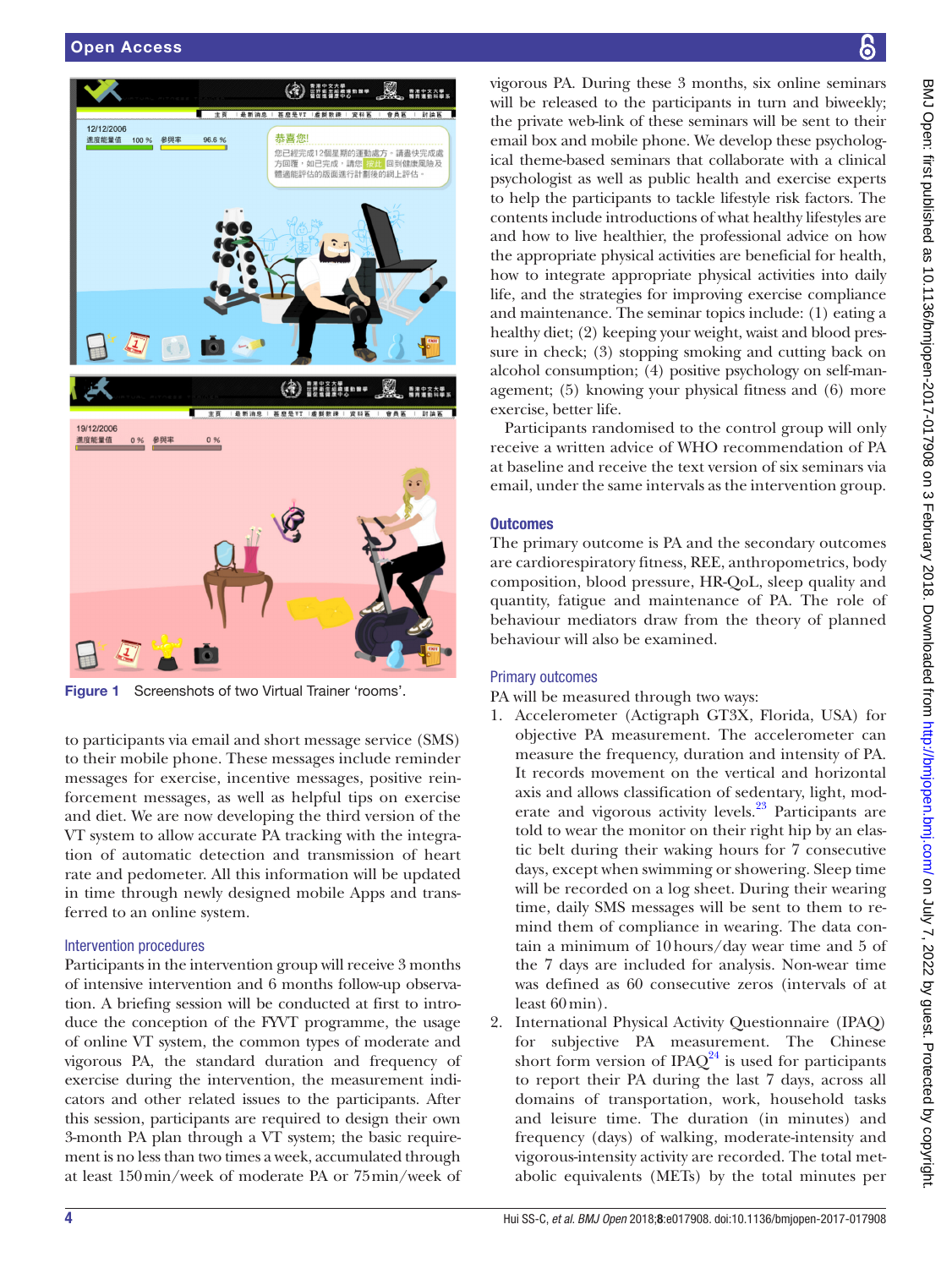Figure 1 Screenshots of two Virtual Trainer 'rooms'.

to participants via email and short message service (SMS) to their mobile phone. These messages include reminder messages for exercise, incentive messages, positive reinforcement messages, as well as helpful tips on exercise and diet. We are now developing the third version of the VT system to allow accurate PA tracking with the integration of automatic detection and transmission of heart rate and pedometer. All this information will be updated in time through newly designed mobile Apps and transferred to an online system.

### Intervention procedures

Participants in the intervention group will receive 3 months of intensive intervention and 6 months follow-up observation. A briefing session will be conducted at first to introduce the conception of the FYVT programme, the usage of online VT system, the common types of moderate and vigorous PA, the standard duration and frequency of exercise during the intervention, the measurement indicators and other related issues to the participants. After this session, participants are required to design their own 3-month PA plan through a VT system; the basic requirement is no less than two times a week, accumulated through at least 150 min/week of moderate PA or 75 min/week of vigorous PA. During these 3 months, six online seminars will be released to the participants in turn and biweekly; the private web-link of these seminars will be sent to their email box and mobile phone. We develop these psychological theme-based seminars that collaborate with a clinical psychologist as well as public health and exercise experts to help the participants to tackle lifestyle risk factors. The contents include introductions of what healthy lifestyles are and how to live healthier, the professional advice on how the appropriate physical activities are beneficial for health, how to integrate appropriate physical activities into daily life, and the strategies for improving exercise compliance and maintenance. The seminar topics include: (1) eating a healthy diet; (2) keeping your weight, waist and blood pressure in check; (3) stopping smoking and cutting back on alcohol consumption; (4) positive psychology on self-management; (5) knowing your physical fitness and (6) more exercise, better life.

Participants randomised to the control group will only receive a written advice of WHO recommendation of PA at baseline and receive the text version of six seminars via email, under the same intervals as the intervention group.

## Outcomes

The primary outcome is PA and the secondary outcomes are cardiorespiratory fitness, REE, anthropometrics, body composition, blood pressure, HR-QoL, sleep quality and quantity, fatigue and maintenance of PA. The role of behaviour mediators draw from the theory of planned behaviour will also be examined.

### Primary outcomes

PA will be measured through two ways:

1. Accelerometer (Actigraph GT3X, Florida, USA) for objective PA measurement. The accelerometer can measure the frequency, duration and intensity of PA. It records movement on the vertical and horizontal axis and allows classification of sedentary, light, moderate and vigorous activity levels.[23] Participants are told to wear the monitor on their right hip by an elastic belt during their waking hours for 7 consecutive days, except when swimming or showering. Sleep time will be recorded on a log sheet. During their wearing time, daily SMS messages will be sent to them to remind them of compliance in wearing. The data contain a minimum of 10 hours/day wear time and 5 of the 7 days are included for analysis. Non-wear time was defined as 60 consecutive zeros (intervals of at least 60 min).
2. International Physical Activity Questionnaire (IPAQ) for subjective PA measurement. The Chinese short form version of IPAQ[24] is used for participants to report their PA during the last 7 days, across all domains of transportation, work, household tasks and leisure time. The duration (in minutes) and frequency (days) of walking, moderate-intensity and vigorous-intensity activity are recorded. The total metabolic equivalents (METs) by the total minutes per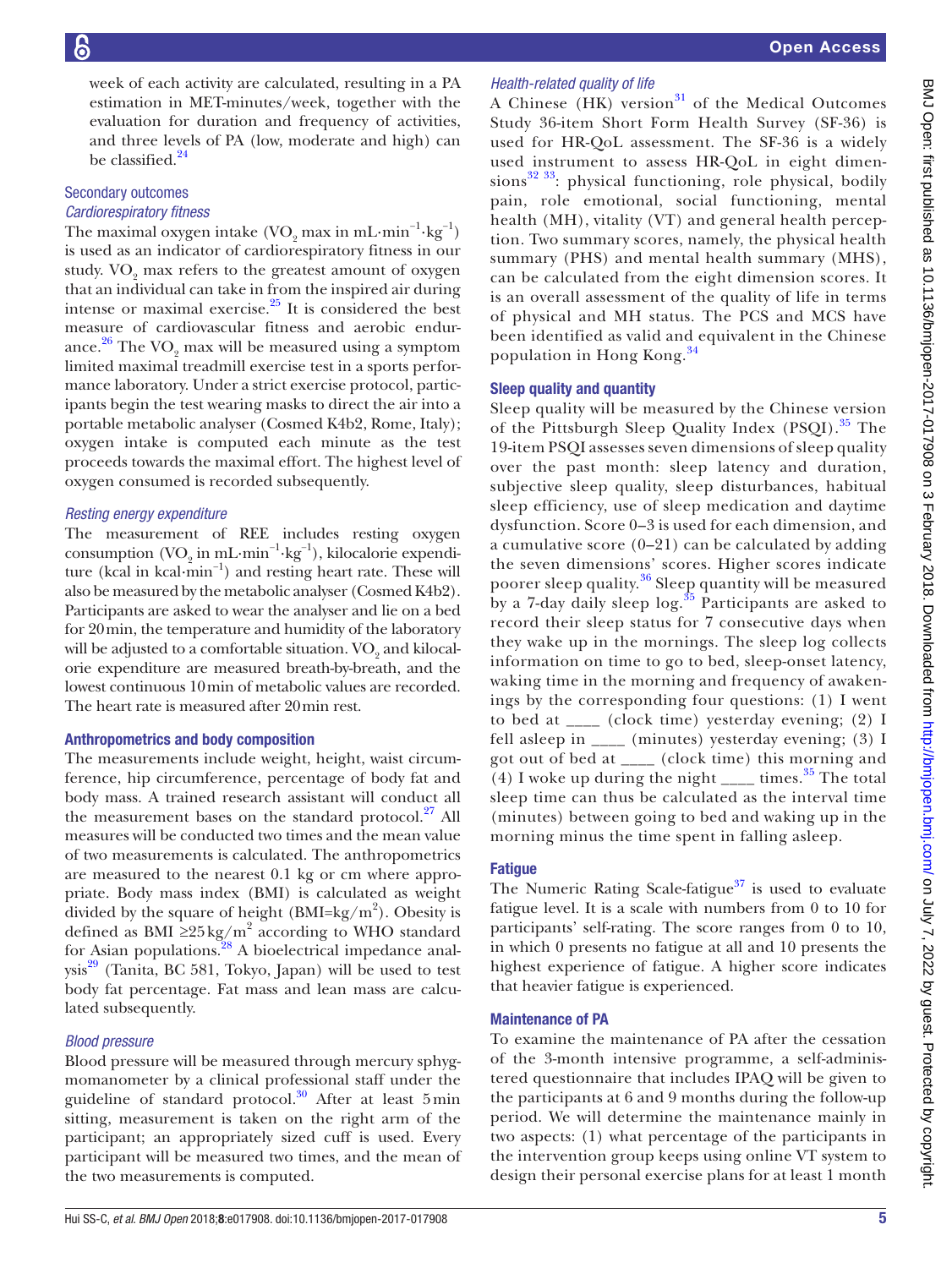week of each activity are calculated, resulting in a PA estimation in MET-minutes/week, together with the evaluation for duration and frequency of activities, and three levels of PA (low, moderate and high) can be classified.[24]

### Secondary outcomes

#### *Cardiorespiratory fitness*

The maximal oxygen intake ($VO_2$ max in $mL \cdot min^{-1} \cdot kg^{-1}$) is used as an indicator of cardiorespiratory fitness in our study. $VO_2$ max refers to the greatest amount of oxygen that an individual can take in from the inspired air during intense or maximal exercise.[25] It is considered the best measure of cardiovascular fitness and aerobic endurance.[26] The $VO_2$ max will be measured using a symptom limited maximal treadmill exercise test in a sports performance laboratory. Under a strict exercise protocol, participants begin the test wearing masks to direct the air into a portable metabolic analyser (Cosmed K4b2, Rome, Italy); oxygen intake is computed each minute as the test proceeds towards the maximal effort. The highest level of oxygen consumed is recorded subsequently.

#### *Resting energy expenditure*

The measurement of REE includes resting oxygen consumption ($VO_2$ in $mL \cdot min^{-1} \cdot kg^{-1}$), kilocalorie expenditure (kcal in $kcal \cdot min^{-1}$) and resting heart rate. These will also be measured by the metabolic analyser (Cosmed K4b2). Participants are asked to wear the analyser and lie on a bed for 20 min, the temperature and humidity of the laboratory will be adjusted to a comfortable situation. $VO_2$ and kilocalorie expenditure are measured breath-by-breath, and the lowest continuous 10 min of metabolic values are recorded. The heart rate is measured after 20 min rest.

### Anthropometrics and body composition

The measurements include weight, height, waist circumference, hip circumference, percentage of body fat and body mass. A trained research assistant will conduct all the measurement bases on the standard protocol.[27] All measures will be conducted two times and the mean value of two measurements is calculated. The anthropometrics are measured to the nearest 0.1 kg or cm where appropriate. Body mass index (BMI) is calculated as weight divided by the square of height ($BMI = kg/m^2$). Obesity is defined as BMI $\geq 25\,kg/m^2$ according to WHO standard for Asian populations.[28] A bioelectrical impedance analysis[29] (Tanita, BC 581, Tokyo, Japan) will be used to test body fat percentage. Fat mass and lean mass are calculated subsequently.

#### *Blood pressure*

Blood pressure will be measured through mercury sphygmomanometer by a clinical professional staff under the guideline of standard protocol.[30] After at least 5 min sitting, measurement is taken on the right arm of the participant; an appropriately sized cuff is used. Every participant will be measured two times, and the mean of the two measurements is computed.

#### *Health-related quality of life*

A Chinese (HK) version[31] of the Medical Outcomes Study 36-item Short Form Health Survey (SF-36) is used for HR-QoL assessment. The SF-36 is a widely used instrument to assess HR-QoL in eight dimensions[32 33]: physical functioning, role physical, bodily pain, role emotional, social functioning, mental health (MH), vitality (VT) and general health perception. Two summary scores, namely, the physical health summary (PHS) and mental health summary (MHS), can be calculated from the eight dimension scores. It is an overall assessment of the quality of life in terms of physical and MH status. The PCS and MCS have been identified as valid and equivalent in the Chinese population in Hong Kong.[34]

### Sleep quality and quantity

Sleep quality will be measured by the Chinese version of the Pittsburgh Sleep Quality Index (PSQI).[35] The 19-item PSQI assesses seven dimensions of sleep quality over the past month: sleep latency and duration, subjective sleep quality, sleep disturbances, habitual sleep efficiency, use of sleep medication and daytime dysfunction. Score 0–3 is used for each dimension, and a cumulative score (0–21) can be calculated by adding the seven dimensions' scores. Higher scores indicate poorer sleep quality.[36] Sleep quantity will be measured by a 7-day daily sleep log.[35] Participants are asked to record their sleep status for 7 consecutive days when they wake up in the mornings. The sleep log collects information on time to go to bed, sleep-onset latency, waking time in the morning and frequency of awakenings by the corresponding four questions: (1) I went to bed at ____ (clock time) yesterday evening; (2) I fell asleep in ____ (minutes) yesterday evening; (3) I got out of bed at ____ (clock time) this morning and (4) I woke up during the night ____ times.[35] The total sleep time can thus be calculated as the interval time (minutes) between going to bed and waking up in the morning minus the time spent in falling asleep.

### Fatigue

The Numeric Rating Scale-fatigue[37] is used to evaluate fatigue level. It is a scale with numbers from 0 to 10 for participants' self-rating. The score ranges from 0 to 10, in which 0 presents no fatigue at all and 10 presents the highest experience of fatigue. A higher score indicates that heavier fatigue is experienced.

### Maintenance of PA

To examine the maintenance of PA after the cessation of the 3-month intensive programme, a self-administered questionnaire that includes IPAQ will be given to the participants at 6 and 9 months during the follow-up period. We will determine the maintenance mainly in two aspects: (1) what percentage of the participants in the intervention group keeps using online VT system to design their personal exercise plans for at least 1 month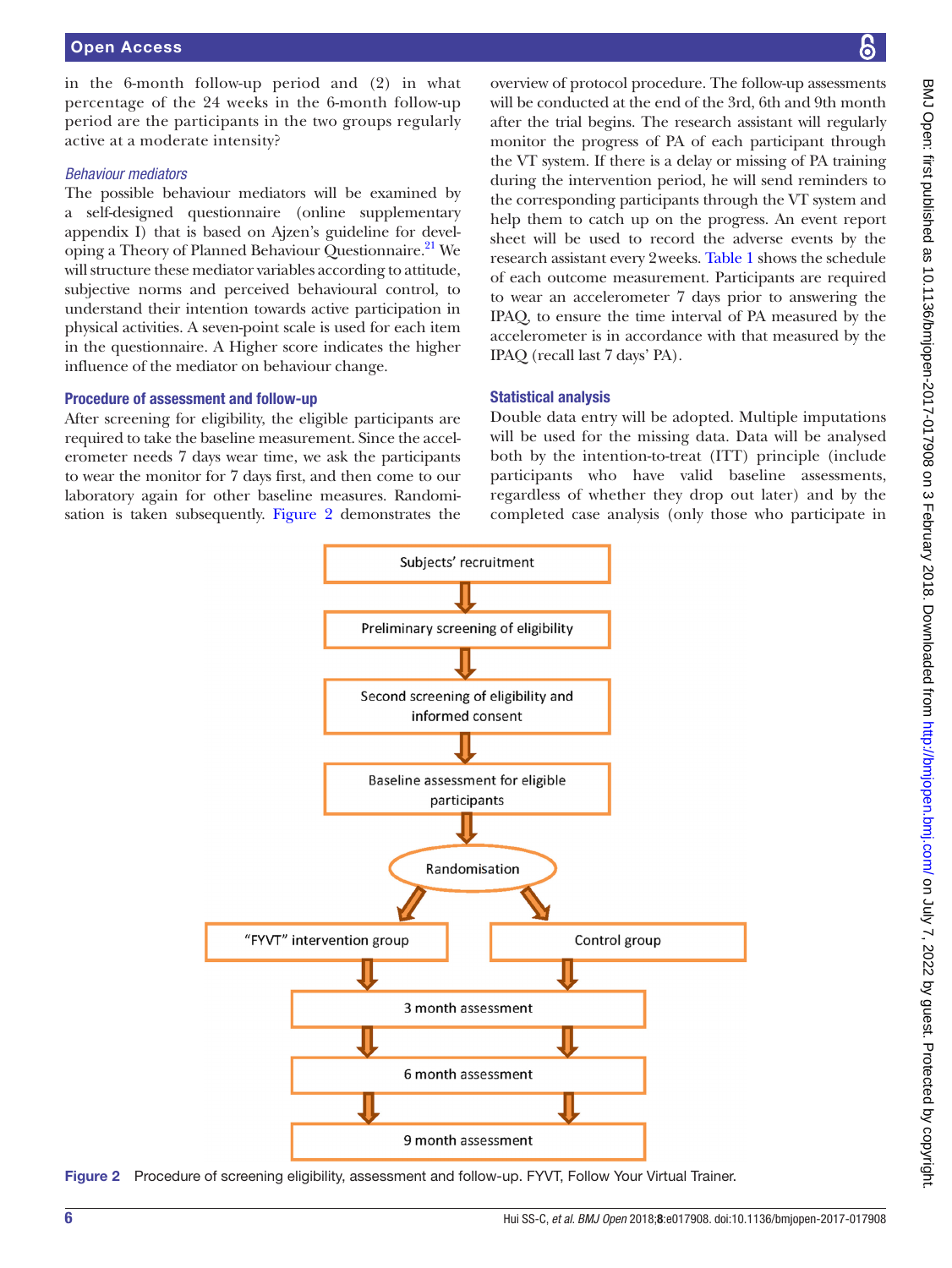in the 6-month follow-up period and (2) in what percentage of the 24 weeks in the 6-month follow-up period are the participants in the two groups regularly active at a moderate intensity?

*Behaviour mediators*

The possible behaviour mediators will be examined by a self-designed questionnaire (online supplementary appendix I) that is based on Ajzen's guideline for developing a Theory of Planned Behaviour Questionnaire.[21] We will structure these mediator variables according to attitude, subjective norms and perceived behavioural control, to understand their intention towards active participation in physical activities. A seven-point scale is used for each item in the questionnaire. A Higher score indicates the higher influence of the mediator on behaviour change.

### Procedure of assessment and follow-up

After screening for eligibility, the eligible participants are required to take the baseline measurement. Since the accelerometer needs 7 days wear time, we ask the participants to wear the monitor for 7 days first, and then come to our laboratory again for other baseline measures. Randomisation is taken subsequently. Figure 2 demonstrates the overview of protocol procedure. The follow-up assessments will be conducted at the end of the 3rd, 6th and 9th month after the trial begins. The research assistant will regularly monitor the progress of PA of each participant through the VT system. If there is a delay or missing of PA training during the intervention period, he will send reminders to the corresponding participants through the VT system and help them to catch up on the progress. An event report sheet will be used to record the adverse events by the research assistant every 2 weeks. Table 1 shows the schedule of each outcome measurement. Participants are required to wear an accelerometer 7 days prior to answering the IPAQ, to ensure the time interval of PA measured by the accelerometer is in accordance with that measured by the IPAQ (recall last 7 days' PA).

### Statistical analysis

Double data entry will be adopted. Multiple imputations will be used for the missing data. Data will be analysed both by the intention-to-treat (ITT) principle (include participants who have valid baseline assessments, regardless of whether they drop out later) and by the completed case analysis (only those who participate in

Subjects' recruitment → Preliminary screening of eligibility → Second screening of eligibility and informed consent → Baseline assessment for eligible participants → Randomisation → "FYVT" intervention group / Control group → 3 month assessment → 6 month assessment → 9 month assessment

Figure 2 Procedure of screening eligibility, assessment and follow-up. FYVT, Follow Your Virtual Trainer.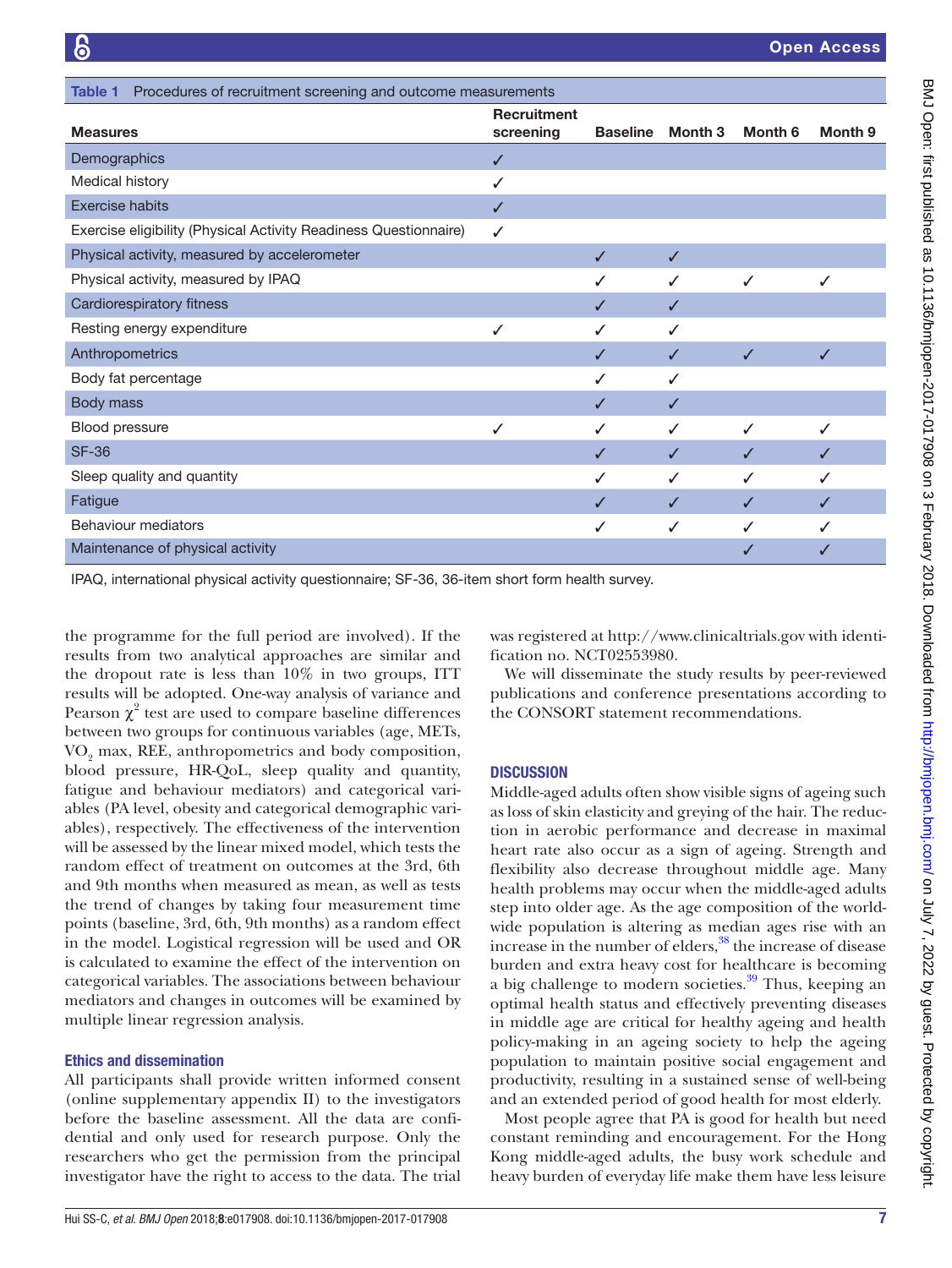Table 1 Procedures of recruitment screening and outcome measurements

| Measures | Recruitment screening | Baseline | Month 3 | Month 6 | Month 9 |
|---|---|---|---|---|---|
| Demographics | ✓ | | | | |
| Medical history | ✓ | | | | |
| Exercise habits | ✓ | | | | |
| Exercise eligibility (Physical Activity Readiness Questionnaire) | ✓ | | | | |
| Physical activity, measured by accelerometer | | ✓ | ✓ | | |
| Physical activity, measured by IPAQ | | ✓ | ✓ | ✓ | ✓ |
| Cardiorespiratory fitness | | ✓ | ✓ | | |
| Resting energy expenditure | ✓ | ✓ | ✓ | | |
| Anthropometrics | | ✓ | ✓ | ✓ | ✓ |
| Body fat percentage | | ✓ | ✓ | | |
| Body mass | | ✓ | ✓ | | |
| Blood pressure | ✓ | ✓ | ✓ | ✓ | ✓ |
| SF-36 | | ✓ | ✓ | ✓ | ✓ |
| Sleep quality and quantity | | ✓ | ✓ | ✓ | ✓ |
| Fatigue | | ✓ | ✓ | ✓ | ✓ |
| Behaviour mediators | | ✓ | ✓ | ✓ | ✓ |
| Maintenance of physical activity | | | | ✓ | ✓ |

IPAQ, international physical activity questionnaire; SF-36, 36-item short form health survey.

the programme for the full period are involved). If the results from two analytical approaches are similar and the dropout rate is less than 10% in two groups, ITT results will be adopted. One-way analysis of variance and Pearson $\chi^2$ test are used to compare baseline differences between two groups for continuous variables (age, METs, $VO_2$ max, REE, anthropometrics and body composition, blood pressure, HR-QoL, sleep quality and quantity, fatigue and behaviour mediators) and categorical variables (PA level, obesity and categorical demographic variables), respectively. The effectiveness of the intervention will be assessed by the linear mixed model, which tests the random effect of treatment on outcomes at the 3rd, 6th and 9th months when measured as mean, as well as tests the trend of changes by taking four measurement time points (baseline, 3rd, 6th, 9th months) as a random effect in the model. Logistical regression will be used and OR is calculated to examine the effect of the intervention on categorical variables. The associations between behaviour mediators and changes in outcomes will be examined by multiple linear regression analysis.

## Ethics and dissemination

All participants shall provide written informed consent (online supplementary appendix II) to the investigators before the baseline assessment. All the data are confidential and only used for research purpose. Only the researchers who get the permission from the principal investigator have the right to access to the data. The trial was registered at http://www.clinicaltrials.gov with identification no. NCT02553980.

We will disseminate the study results by peer-reviewed publications and conference presentations according to the CONSORT statement recommendations.

## DISCUSSION

Middle-aged adults often show visible signs of ageing such as loss of skin elasticity and greying of the hair. The reduction in aerobic performance and decrease in maximal heart rate also occur as a sign of ageing. Strength and flexibility also decrease throughout middle age. Many health problems may occur when the middle-aged adults step into older age. As the age composition of the worldwide population is altering as median ages rise with an increase in the number of elders,[38] the increase of disease burden and extra heavy cost for healthcare is becoming a big challenge to modern societies.[39] Thus, keeping an optimal health status and effectively preventing diseases in middle age are critical for healthy ageing and health policy-making in an ageing society to help the ageing population to maintain positive social engagement and productivity, resulting in a sustained sense of well-being and an extended period of good health for most elderly.

Most people agree that PA is good for health but need constant reminding and encouragement. For the Hong Kong middle-aged adults, the busy work schedule and heavy burden of everyday life make them have less leisure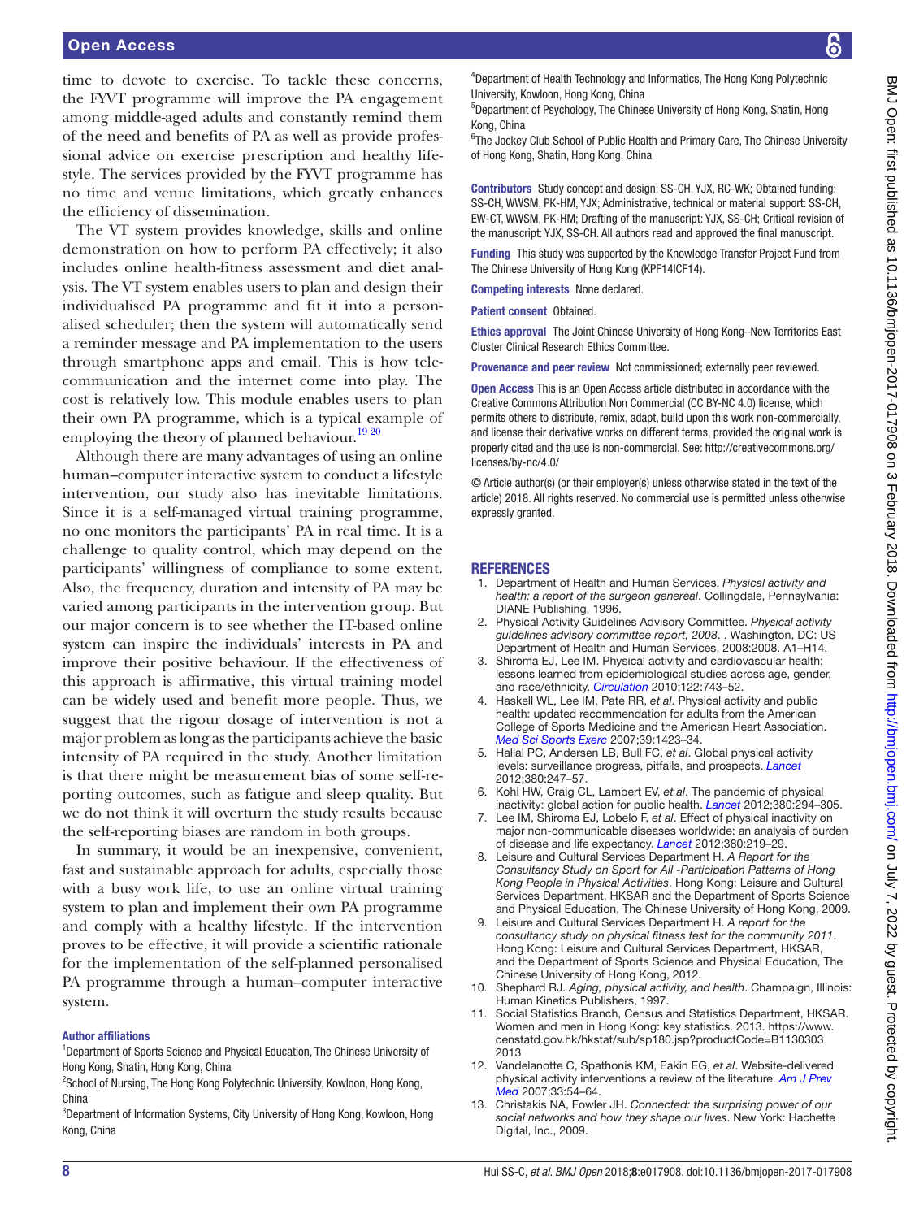time to devote to exercise. To tackle these concerns, the FYVT programme will improve the PA engagement among middle-aged adults and constantly remind them of the need and benefits of PA as well as provide professional advice on exercise prescription and healthy lifestyle. The services provided by the FYVT programme has no time and venue limitations, which greatly enhances the efficiency of dissemination.

The VT system provides knowledge, skills and online demonstration on how to perform PA effectively; it also includes online health-fitness assessment and diet analysis. The VT system enables users to plan and design their individualised PA programme and fit it into a personalised scheduler; then the system will automatically send a reminder message and PA implementation to the users through smartphone apps and email. This is how telecommunication and the internet come into play. The cost is relatively low. This module enables users to plan their own PA programme, which is a typical example of employing the theory of planned behaviour.[19 20]

Although there are many advantages of using an online human–computer interactive system to conduct a lifestyle intervention, our study also has inevitable limitations. Since it is a self-managed virtual training programme, no one monitors the participants' PA in real time. It is a challenge to quality control, which may depend on the participants' willingness of compliance to some extent. Also, the frequency, duration and intensity of PA may be varied among participants in the intervention group. But our major concern is to see whether the IT-based online system can inspire the individuals' interests in PA and improve their positive behaviour. If the effectiveness of this approach is affirmative, this virtual training model can be widely used and benefit more people. Thus, we suggest that the rigour dosage of intervention is not a major problem as long as the participants achieve the basic intensity of PA required in the study. Another limitation is that there might be measurement bias of some self-reporting outcomes, such as fatigue and sleep quality. But we do not think it will overturn the study results because the self-reporting biases are random in both groups.

In summary, it would be an inexpensive, convenient, fast and sustainable approach for adults, especially those with a busy work life, to use an online virtual training system to plan and implement their own PA programme and comply with a healthy lifestyle. If the intervention proves to be effective, it will provide a scientific rationale for the implementation of the self-planned personalised PA programme through a human–computer interactive system.

**Author affiliations**

[1]Department of Sports Science and Physical Education, The Chinese University of Hong Kong, Shatin, Hong Kong, China
[2]School of Nursing, The Hong Kong Polytechnic University, Kowloon, Hong Kong, China
[3]Department of Information Systems, City University of Hong Kong, Kowloon, Hong Kong, China
[4]Department of Health Technology and Informatics, The Hong Kong Polytechnic University, Kowloon, Hong Kong, China
[5]Department of Psychology, The Chinese University of Hong Kong, Shatin, Hong Kong, China
[6]The Jockey Club School of Public Health and Primary Care, The Chinese University of Hong Kong, Shatin, Hong Kong, China

**Contributors** Study concept and design: SS-CH, YJX, RC-WK; Obtained funding: SS-CH, WWSM, PK-HM, YJX; Administrative, technical or material support: SS-CH, EW-CT, WWSM, PK-HM; Drafting of the manuscript: YJX, SS-CH; Critical revision of the manuscript: YJX, SS-CH. All authors read and approved the final manuscript.

**Funding** This study was supported by the Knowledge Transfer Project Fund from The Chinese University of Hong Kong (KPF14ICF14).

**Competing interests** None declared.

**Patient consent** Obtained.

**Ethics approval** The Joint Chinese University of Hong Kong–New Territories East Cluster Clinical Research Ethics Committee.

**Provenance and peer review** Not commissioned; externally peer reviewed.

**Open Access** This is an Open Access article distributed in accordance with the Creative Commons Attribution Non Commercial (CC BY-NC 4.0) license, which permits others to distribute, remix, adapt, build upon this work non-commercially, and license their derivative works on different terms, provided the original work is properly cited and the use is non-commercial. See: http://creativecommons.org/licenses/by-nc/4.0/

© Article author(s) (or their employer(s) unless otherwise stated in the text of the article) 2018. All rights reserved. No commercial use is permitted unless otherwise expressly granted.

## REFERENCES

1. Department of Health and Human Services. *Physical activity and health: a report of the surgeon genereal*. Collingdale, Pennsylvania: DIANE Publishing, 1996.
2. Physical Activity Guidelines Advisory Committee. *Physical activity guidelines advisory committee report, 2008*. . Washington, DC: US Department of Health and Human Services, 2008:2008. A1–H14.
3. Shiroma EJ, Lee IM. Physical activity and cardiovascular health: lessons learned from epidemiological studies across age, gender, and race/ethnicity. *Circulation* 2010;122:743–52.
4. Haskell WL, Lee IM, Pate RR, *et al*. Physical activity and public health: updated recommendation for adults from the American College of Sports Medicine and the American Heart Association. *Med Sci Sports Exerc* 2007;39:1423–34.
5. Hallal PC, Andersen LB, Bull FC, *et al*. Global physical activity levels: surveillance progress, pitfalls, and prospects. *Lancet* 2012;380:247–57.
6. Kohl HW, Craig CL, Lambert EV, *et al*. The pandemic of physical inactivity: global action for public health. *Lancet* 2012;380:294–305.
7. Lee IM, Shiroma EJ, Lobelo F, *et al*. Effect of physical inactivity on major non-communicable diseases worldwide: an analysis of burden of disease and life expectancy. *Lancet* 2012;380:219–29.
8. Leisure and Cultural Services Department H. *A Report for the Consultancy Study on Sport for All -Participation Patterns of Hong Kong People in Physical Activities*. Hong Kong: Leisure and Cultural Services Department, HKSAR and the Department of Sports Science and Physical Education, The Chinese University of Hong Kong, 2009.
9. Leisure and Cultural Services Department H. *A report for the consultancy study on physical fitness test for the community 2011*. Hong Kong: Leisure and Cultural Services Department, HKSAR, and the Department of Sports Science and Physical Education, The Chinese University of Hong Kong, 2012.
10. Shephard RJ. *Aging, physical activity, and health*. Champaign, Illinois: Human Kinetics Publishers, 1997.
11. Social Statistics Branch, Census and Statistics Department, HKSAR. Women and men in Hong Kong: key statistics. 2013. https://www.censtatd.gov.hk/hkstat/sub/sp180.jsp?productCode=B1130303 2013
12. Vandelanotte C, Spathonis KM, Eakin EG, *et al*. Website-delivered physical activity interventions a review of the literature. *Am J Prev Med* 2007;33:54–64.
13. Christakis NA, Fowler JH. *Connected: the surprising power of our social networks and how they shape our lives*. New York: Hachette Digital, Inc., 2009.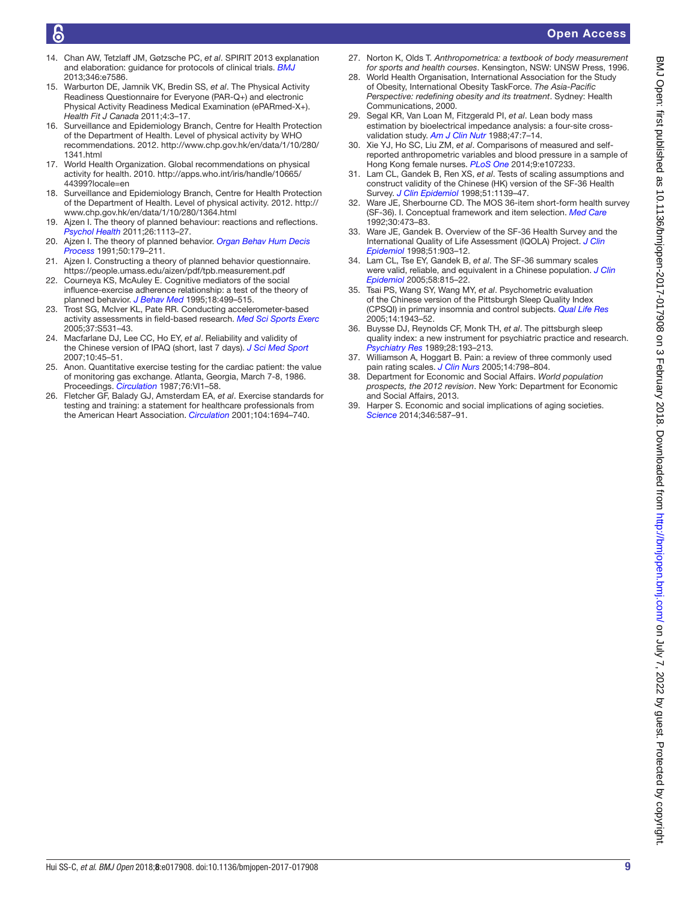14. Chan AW, Tetzlaff JM, Gøtzsche PC, *et al*. SPIRIT 2013 explanation and elaboration: guidance for protocols of clinical trials. *BMJ* 2013;346:e7586.
15. Warburton DE, Jamnik VK, Bredin SS, *et al*. The Physical Activity Readiness Questionnaire for Everyone (PAR-Q+) and electronic Physical Activity Readiness Medical Examination (ePARmed-X+). *Health Fit J Canada* 2011;4:3–17.
16. Surveillance and Epidemiology Branch, Centre for Health Protection of the Department of Health. Level of physical activity by WHO recommendations. 2012. http://www.chp.gov.hk/en/data/1/10/280/1341.html
17. World Health Organization. Global recommendations on physical activity for health. 2010. http://apps.who.int/iris/handle/10665/44399?locale=en
18. Surveillance and Epidemiology Branch, Centre for Health Protection of the Department of Health. Level of physical activity. 2012. http://www.chp.gov.hk/en/data/1/10/280/1364.html
19. Ajzen I. The theory of planned behaviour: reactions and reflections. *Psychol Health* 2011;26:1113–27.
20. Ajzen I. The theory of planned behavior. *Organ Behav Hum Decis Process* 1991;50:179–211.
21. Ajzen I. Constructing a theory of planned behavior questionnaire. https://people.umass.edu/aizen/pdf/tpb.measurement.pdf
22. Courneya KS, McAuley E. Cognitive mediators of the social influence-exercise adherence relationship: a test of the theory of planned behavior. *J Behav Med* 1995;18:499–515.
23. Trost SG, McIver KL, Pate RR. Conducting accelerometer-based activity assessments in field-based research. *Med Sci Sports Exerc* 2005;37:S531–43.
24. Macfarlane DJ, Lee CC, Ho EY, *et al*. Reliability and validity of the Chinese version of IPAQ (short, last 7 days). *J Sci Med Sport* 2007;10:45–51.
25. Anon. Quantitative exercise testing for the cardiac patient: the value of monitoring gas exchange. Atlanta, Georgia, March 7-8, 1986. Proceedings. *Circulation* 1987;76:VI1–58.
26. Fletcher GF, Balady GJ, Amsterdam EA, *et al*. Exercise standards for testing and training: a statement for healthcare professionals from the American Heart Association. *Circulation* 2001;104:1694–740.
27. Norton K, Olds T. *Anthropometrica: a textbook of body measurement for sports and health courses*. Kensington, NSW: UNSW Press, 1996.
28. World Health Organisation, International Association for the Study of Obesity, International Obesity TaskForce. *The Asia-Pacific Perspective: redefining obesity and its treatment*. Sydney: Health Communications, 2000.
29. Segal KR, Van Loan M, Fitzgerald PI, *et al*. Lean body mass estimation by bioelectrical impedance analysis: a four-site cross-validation study. *Am J Clin Nutr* 1988;47:7–14.
30. Xie YJ, Ho SC, Liu ZM, *et al*. Comparisons of measured and self-reported anthropometric variables and blood pressure in a sample of Hong Kong female nurses. *PLoS One* 2014;9:e107233.
31. Lam CL, Gandek B, Ren XS, *et al*. Tests of scaling assumptions and construct validity of the Chinese (HK) version of the SF-36 Health Survey. *J Clin Epidemiol* 1998;51:1139–47.
32. Ware JE, Sherbourne CD. The MOS 36-item short-form health survey (SF-36). I. Conceptual framework and item selection. *Med Care* 1992;30:473–83.
33. Ware JE, Gandek B. Overview of the SF-36 Health Survey and the International Quality of Life Assessment (IQOLA) Project. *J Clin Epidemiol* 1998;51:903–12.
34. Lam CL, Tse EY, Gandek B, *et al*. The SF-36 summary scales were valid, reliable, and equivalent in a Chinese population. *J Clin Epidemiol* 2005;58:815–22.
35. Tsai PS, Wang SY, Wang MY, *et al*. Psychometric evaluation of the Chinese version of the Pittsburgh Sleep Quality Index (CPSQI) in primary insomnia and control subjects. *Qual Life Res* 2005;14:1943–52.
36. Buysse DJ, Reynolds CF, Monk TH, *et al*. The pittsburgh sleep quality index: a new instrument for psychiatric practice and research. *Psychiatry Res* 1989;28:193–213.
37. Williamson A, Hoggart B. Pain: a review of three commonly used pain rating scales. *J Clin Nurs* 2005;14:798–804.
38. Department for Economic and Social Affairs. *World population prospects, the 2012 revision*. New York: Department for Economic and Social Affairs, 2013.
39. Harper S. Economic and social implications of aging societies. *Science* 2014;346:587–91.